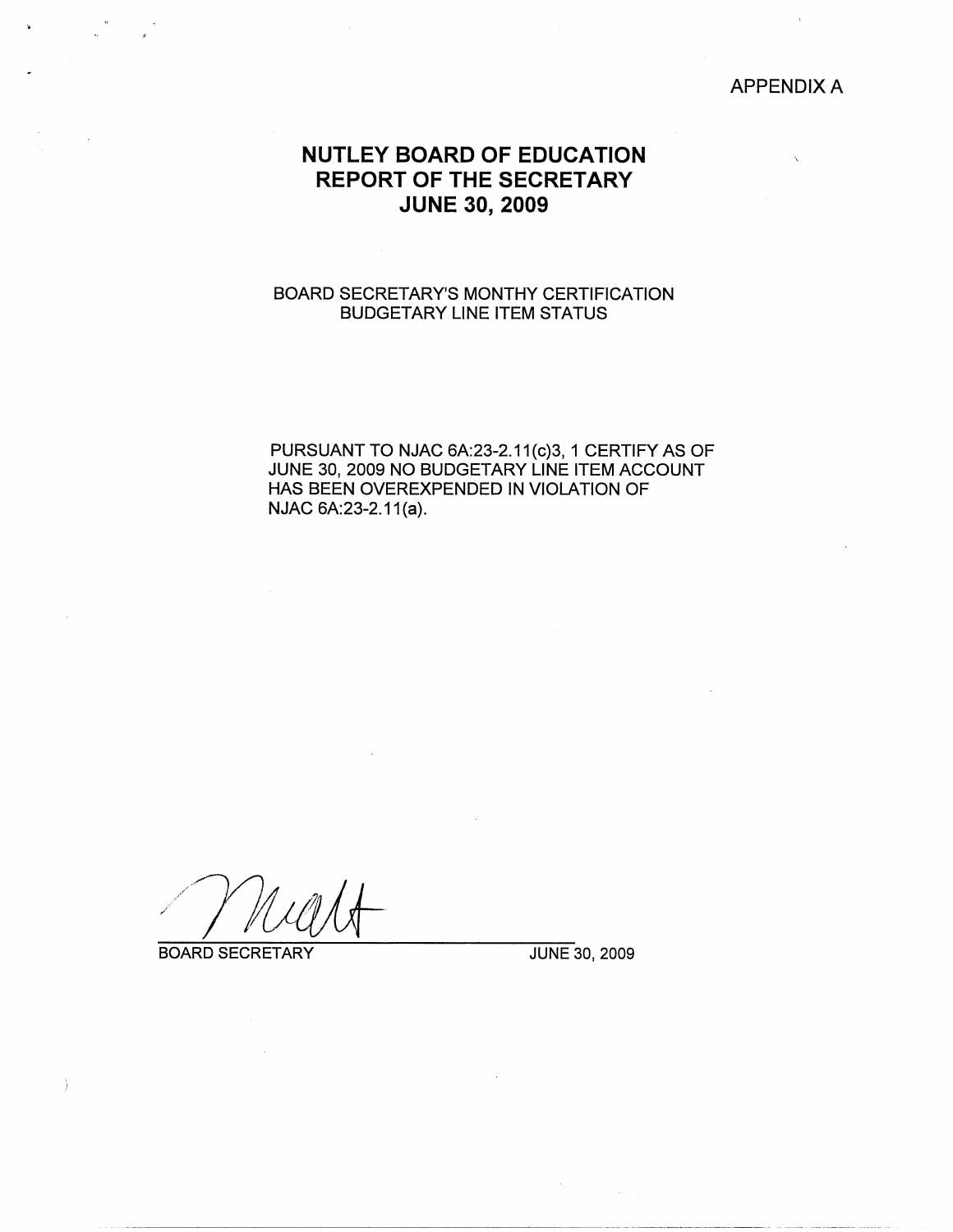APPENDIX A

# NUTLEY BOARD OF EDUCATION
# REPORT OF THE SECRETARY
# JUNE 30, 2009

BOARD SECRETARY'S MONTHY CERTIFICATION
BUDGETARY LINE ITEM STATUS

PURSUANT TO NJAC 6A:23-2.11(c)3, 1 CERTIFY AS OF JUNE 30, 2009 NO BUDGETARY LINE ITEM ACCOUNT HAS BEEN OVEREXPENDED IN VIOLATION OF NJAC 6A:23-2.11(a).

BOARD SECRETARY JUNE 30, 2009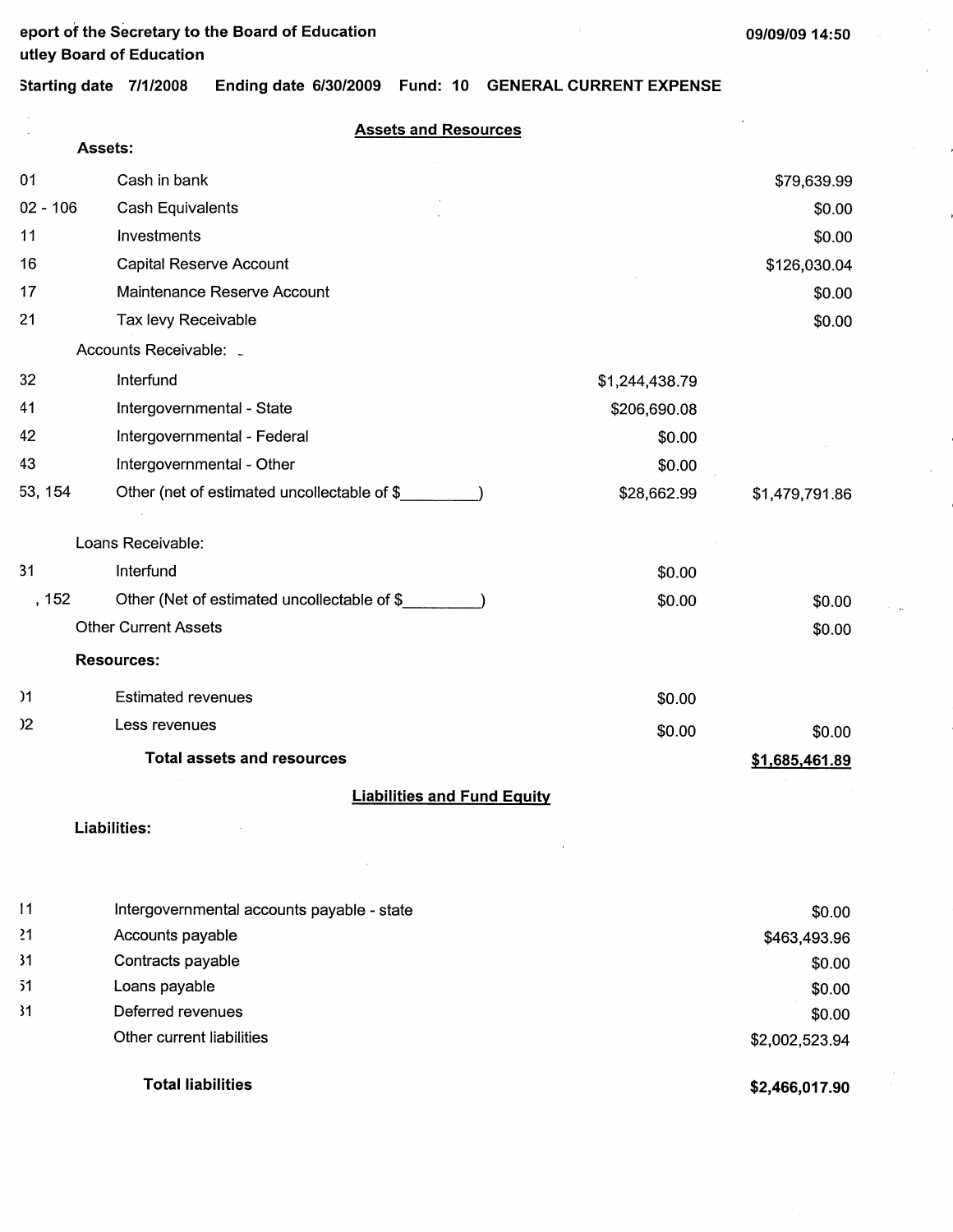eport of the Secretary to the Board of Education
utley Board of Education

09/09/09 14:50

Starting date 7/1/2008 Ending date 6/30/2009 Fund: 10 GENERAL CURRENT EXPENSE

## Assets and Resources

| | | | |
|---|---|---|---|
| | **Assets:** | | |
| 01 | Cash in bank | | $79,639.99 |
| 02 - 106 | Cash Equivalents | | $0.00 |
| 11 | Investments | | $0.00 |
| 16 | Capital Reserve Account | | $126,030.04 |
| 17 | Maintenance Reserve Account | | $0.00 |
| 21 | Tax levy Receivable | | $0.00 |
| | Accounts Receivable: | | |
| 32 | Interfund | $1,244,438.79 | |
| 41 | Intergovernmental - State | $206,690.08 | |
| 42 | Intergovernmental - Federal | $0.00 | |
| 43 | Intergovernmental - Other | $0.00 | |
| 53, 154 | Other (net of estimated uncollectable of $________) | $28,662.99 | $1,479,791.86 |
| | Loans Receivable: | | |
| 31 | Interfund | $0.00 | |
| , 152 | Other (Net of estimated uncollectable of $________) | $0.00 | $0.00 |
| | Other Current Assets | | $0.00 |
| | **Resources:** | | |
| )1 | Estimated revenues | $0.00 | |
| )2 | Less revenues | $0.00 | $0.00 |
| | **Total assets and resources** | | **$1,685,461.89** |

## Liabilities and Fund Equity

| | | |
|---|---|---|
| | **Liabilities:** | |
| 11 | Intergovernmental accounts payable - state | $0.00 |
| 21 | Accounts payable | $463,493.96 |
| 31 | Contracts payable | $0.00 |
| 51 | Loans payable | $0.00 |
| 31 | Deferred revenues | $0.00 |
| | Other current liabilities | $2,002,523.94 |
| | **Total liabilities** | **$2,466,017.90** |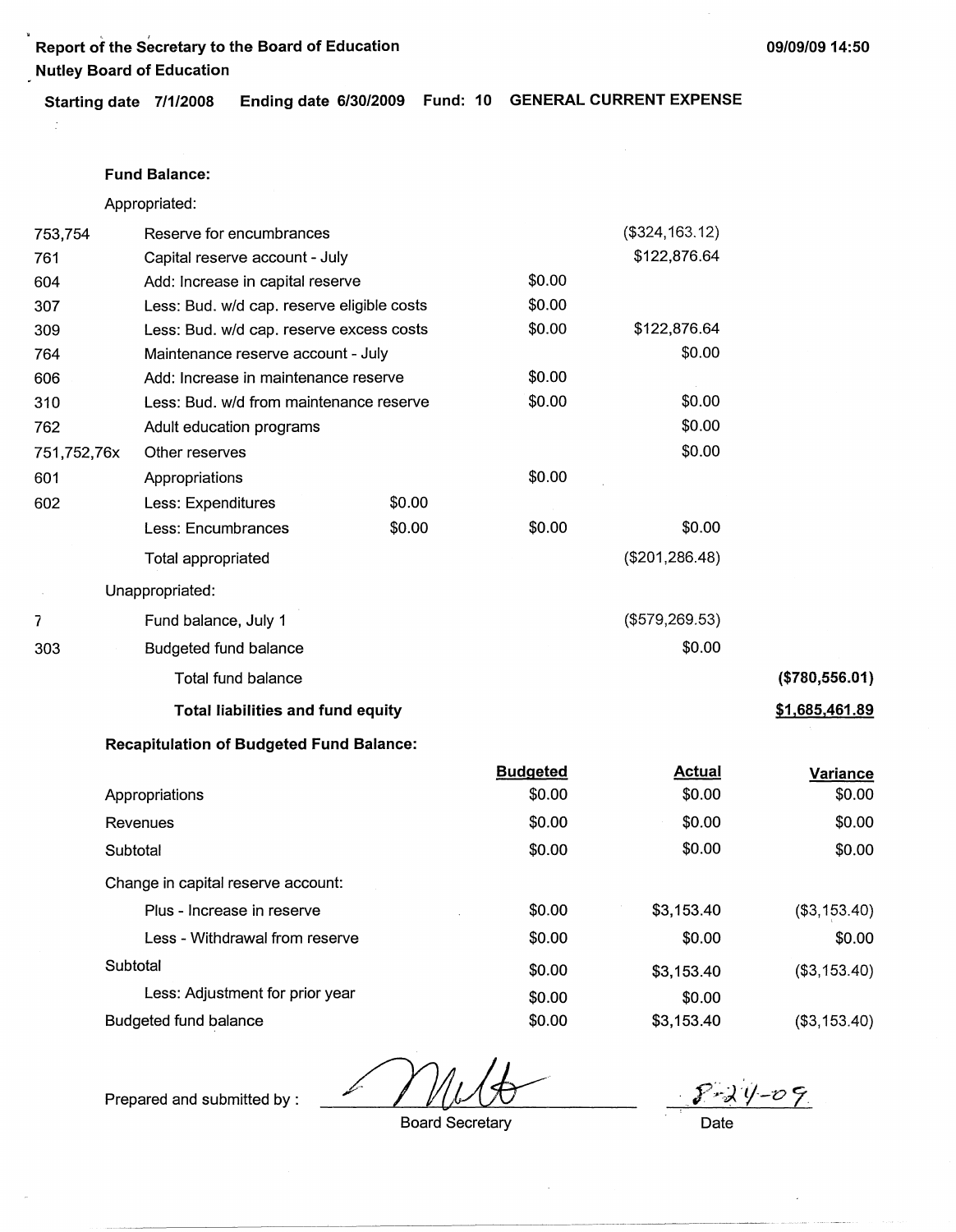**Report of the Secretary to the Board of Education**
**Nutley Board of Education**

09/09/09 14:50

**Starting date 7/1/2008 Ending date 6/30/2009 Fund: 10 GENERAL CURRENT EXPENSE**

**Fund Balance:**

Appropriated:

| Code | Description | | | | |
|---|---|---|---|---|---|
| 753,754 | Reserve for encumbrances | | | ($324,163.12) | |
| 761 | Capital reserve account - July | | | $122,876.64 | |
| 604 | Add: Increase in capital reserve | | $0.00 | | |
| 307 | Less: Bud. w/d cap. reserve eligible costs | | $0.00 | | |
| 309 | Less: Bud. w/d cap. reserve excess costs | | $0.00 | $122,876.64 | |
| 764 | Maintenance reserve account - July | | | $0.00 | |
| 606 | Add: Increase in maintenance reserve | | $0.00 | | |
| 310 | Less: Bud. w/d from maintenance reserve | | $0.00 | $0.00 | |
| 762 | Adult education programs | | | $0.00 | |
| 751,752,76x | Other reserves | | | $0.00 | |
| 601 | Appropriations | | $0.00 | | |
| 602 | Less: Expenditures | $0.00 | | | |
| | Less: Encumbrances | $0.00 | $0.00 | $0.00 | |
| | Total appropriated | | | ($201,286.48) | |
| | Unappropriated: | | | | |
| 7 | Fund balance, July 1 | | | ($579,269.53) | |
| 303 | Budgeted fund balance | | | $0.00 | |
| | Total fund balance | | | | ($780,556.01) |
| | **Total liabilities and fund equity** | | | | **$1,685,461.89** |

**Recapitulation of Budgeted Fund Balance:**

| | Budgeted | Actual | Variance |
|---|---|---|---|
| Appropriations | $0.00 | $0.00 | $0.00 |
| Revenues | $0.00 | $0.00 | $0.00 |
| Subtotal | $0.00 | $0.00 | $0.00 |
| Change in capital reserve account: | | | |
| Plus - Increase in reserve | $0.00 | $3,153.40 | ($3,153.40) |
| Less - Withdrawal from reserve | $0.00 | $0.00 | $0.00 |
| Subtotal | $0.00 | $3,153.40 | ($3,153.40) |
| Less: Adjustment for prior year | $0.00 | $0.00 | |
| Budgeted fund balance | $0.00 | $3,153.40 | ($3,153.40) |

Prepared and submitted by : _[signature]_ Board Secretary

8-24-09 Date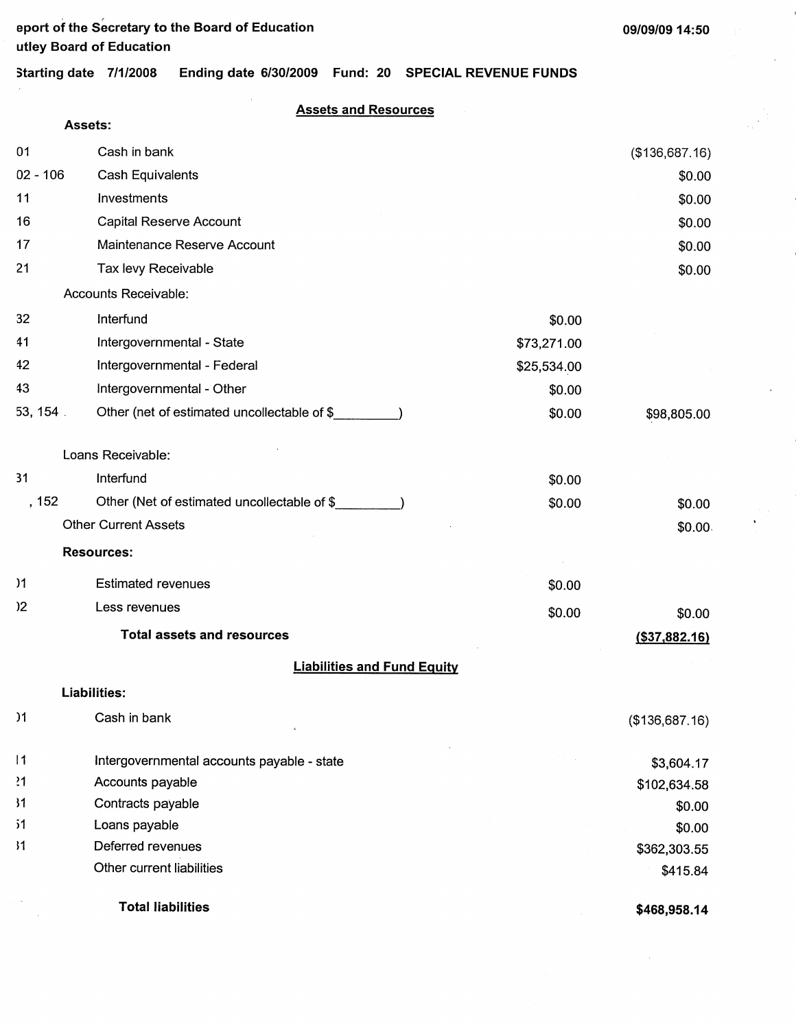eport of the Secretary to the Board of Education
utley Board of Education

09/09/09 14:50

Starting date 7/1/2008 Ending date 6/30/2009 Fund: 20 SPECIAL REVENUE FUNDS

## Assets and Resources

| Code | Description | | Amount |
|---|---|---|---|
| | **Assets:** | | |
| 01 | Cash in bank | | ($136,687.16) |
| 02 - 106 | Cash Equivalents | | $0.00 |
| 11 | Investments | | $0.00 |
| 16 | Capital Reserve Account | | $0.00 |
| 17 | Maintenance Reserve Account | | $0.00 |
| 21 | Tax levy Receivable | | $0.00 |
| | Accounts Receivable: | | |
| 32 | Interfund | $0.00 | |
| 41 | Intergovernmental - State | $73,271.00 | |
| 42 | Intergovernmental - Federal | $25,534.00 | |
| 43 | Intergovernmental - Other | $0.00 | |
| 53, 154 | Other (net of estimated uncollectable of $_________) | $0.00 | $98,805.00 |
| | Loans Receivable: | | |
| 31 | Interfund | $0.00 | |
| , 152 | Other (Net of estimated uncollectable of $_________) | $0.00 | $0.00 |
| | Other Current Assets | | $0.00 |
| | **Resources:** | | |
| )1 | Estimated revenues | $0.00 | |
| )2 | Less revenues | $0.00 | $0.00 |
| | **Total assets and resources** | | **($37,882.16)** |

## Liabilities and Fund Equity

| Code | Description | Amount |
|---|---|---|
| | **Liabilities:** | |
| )1 | Cash in bank | ($136,687.16) |
| 11 | Intergovernmental accounts payable - state | $3,604.17 |
| 21 | Accounts payable | $102,634.58 |
| 31 | Contracts payable | $0.00 |
| 51 | Loans payable | $0.00 |
| 31 | Deferred revenues | $362,303.55 |
| | Other current liabilities | $415.84 |
| | **Total liabilities** | **$468,958.14** |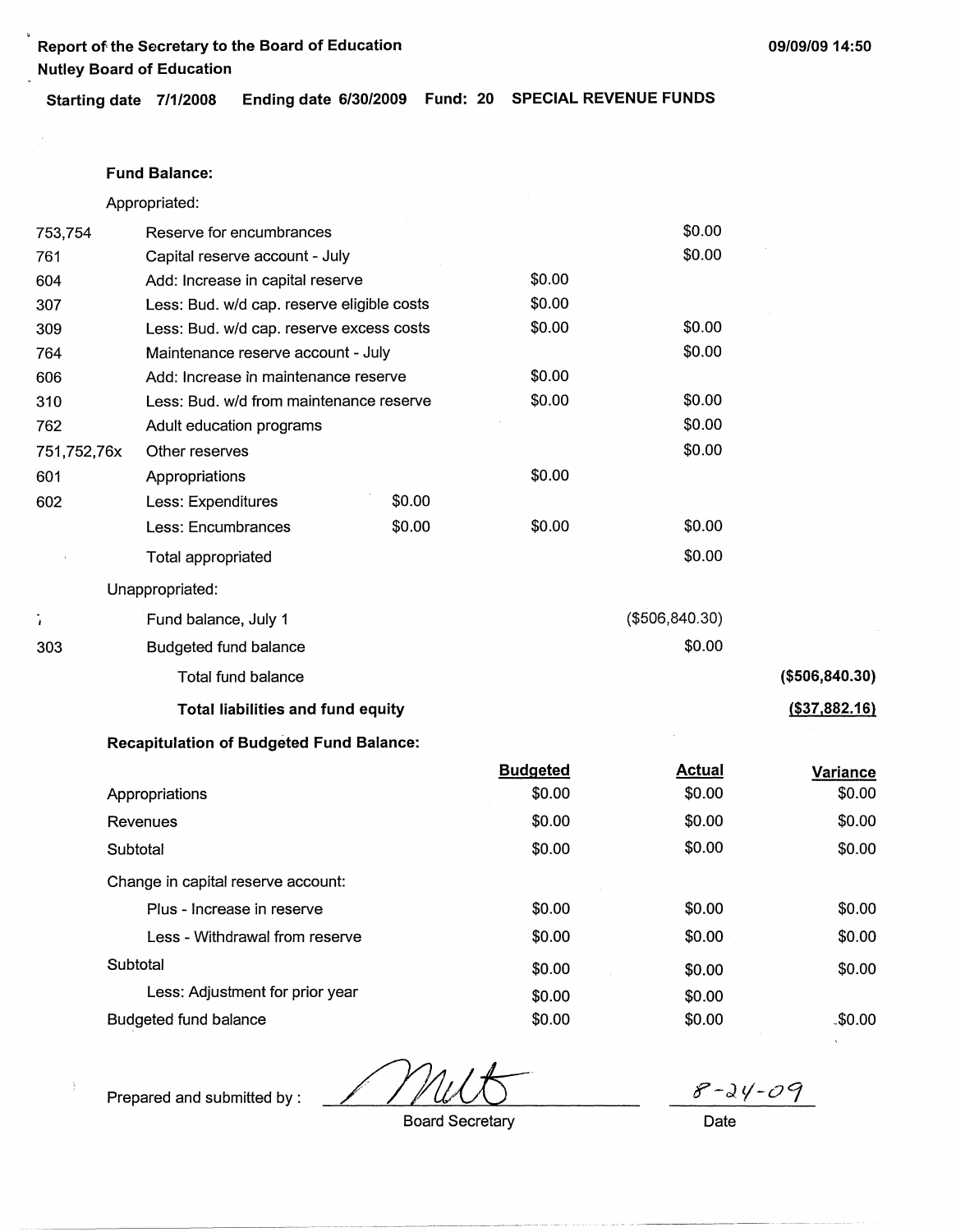**Report of the Secretary to the Board of Education**
**Nutley Board of Education**

09/09/09 14:50

**Starting date 7/1/2008 Ending date 6/30/2009 Fund: 20 SPECIAL REVENUE FUNDS**

**Fund Balance:**

Appropriated:

| Code | Description | | | | |
|---|---|---|---|---|---|
| 753,754 | Reserve for encumbrances | | | $0.00 | |
| 761 | Capital reserve account - July | | | $0.00 | |
| 604 | Add: Increase in capital reserve | | $0.00 | | |
| 307 | Less: Bud. w/d cap. reserve eligible costs | | $0.00 | | |
| 309 | Less: Bud. w/d cap. reserve excess costs | | $0.00 | $0.00 | |
| 764 | Maintenance reserve account - July | | | $0.00 | |
| 606 | Add: Increase in maintenance reserve | | $0.00 | | |
| 310 | Less: Bud. w/d from maintenance reserve | | $0.00 | $0.00 | |
| 762 | Adult education programs | | | $0.00 | |
| 751,752,76x | Other reserves | | | $0.00 | |
| 601 | Appropriations | | $0.00 | | |
| 602 | Less: Expenditures | $0.00 | | | |
| | Less: Encumbrances | $0.00 | $0.00 | $0.00 | |
| | Total appropriated | | | $0.00 | |
| | Unappropriated: | | | | |
| | Fund balance, July 1 | | | ($506,840.30) | |
| 303 | Budgeted fund balance | | | $0.00 | |
| | Total fund balance | | | | **($506,840.30)** |
| | **Total liabilities and fund equity** | | | | **($37,882.16)** |

**Recapitulation of Budgeted Fund Balance:**

| | Budgeted | Actual | Variance |
|---|---|---|---|
| Appropriations | $0.00 | $0.00 | $0.00 |
| Revenues | $0.00 | $0.00 | $0.00 |
| Subtotal | $0.00 | $0.00 | $0.00 |
| Change in capital reserve account: | | | |
| Plus - Increase in reserve | $0.00 | $0.00 | $0.00 |
| Less - Withdrawal from reserve | $0.00 | $0.00 | $0.00 |
| Subtotal | $0.00 | $0.00 | $0.00 |
| Less: Adjustment for prior year | $0.00 | $0.00 | |
| Budgeted fund balance | $0.00 | $0.00 | $0.00 |

Prepared and submitted by : *[signature]* Board Secretary

8-24-09
Date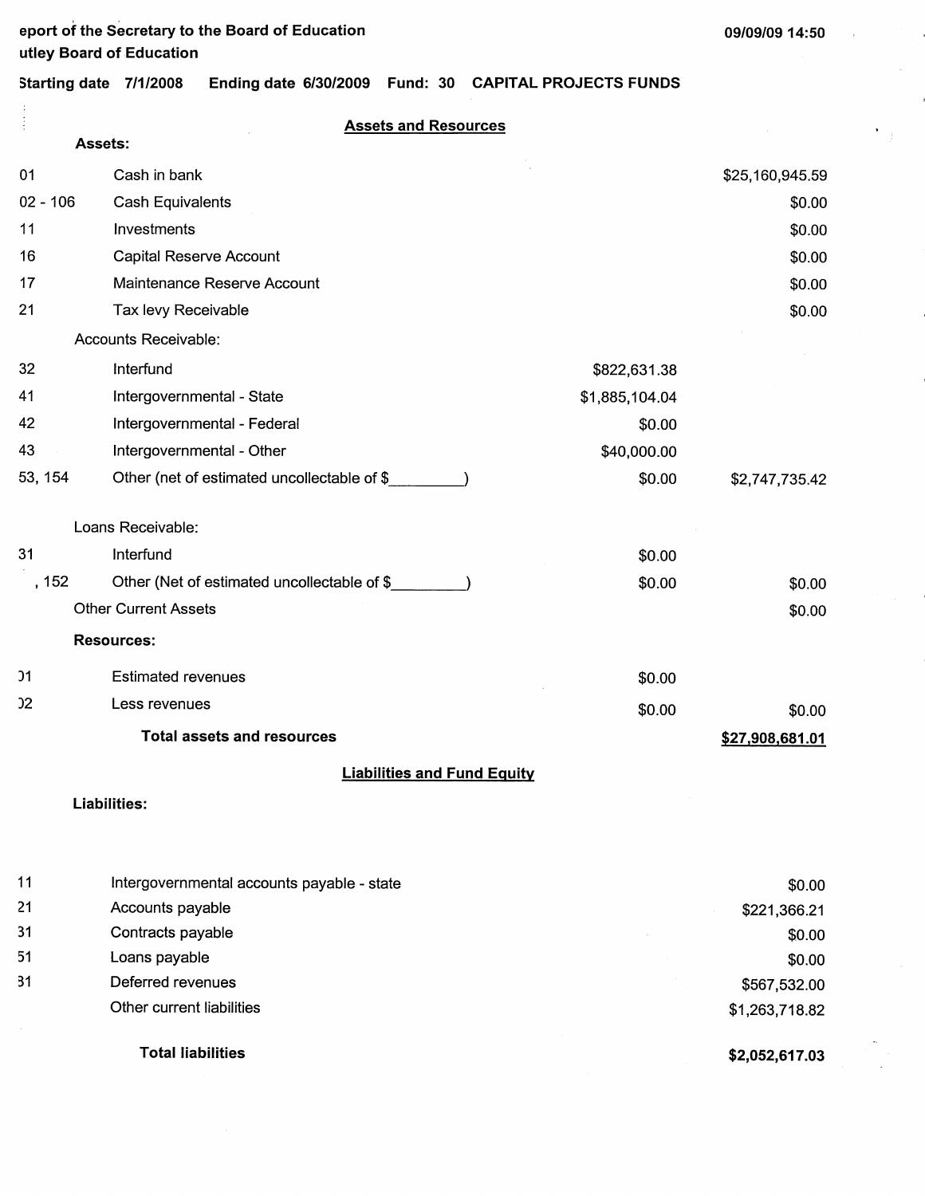eport of the Secretary to the Board of Education
utley Board of Education

09/09/09 14:50

Starting date 7/1/2008 Ending date 6/30/2009 Fund: 30 CAPITAL PROJECTS FUNDS

## Assets and Resources

| Code | Item | | Amount |
|---|---|---|---|
| | **Assets:** | | |
| 01 | Cash in bank | | $25,160,945.59 |
| 02 - 106 | Cash Equivalents | | $0.00 |
| 11 | Investments | | $0.00 |
| 16 | Capital Reserve Account | | $0.00 |
| 17 | Maintenance Reserve Account | | $0.00 |
| 21 | Tax levy Receivable | | $0.00 |
| | Accounts Receivable: | | |
| 32 | Interfund | $822,631.38 | |
| 41 | Intergovernmental - State | $1,885,104.04 | |
| 42 | Intergovernmental - Federal | $0.00 | |
| 43 | Intergovernmental - Other | $40,000.00 | |
| 53, 154 | Other (net of estimated uncollectable of $________) | $0.00 | $2,747,735.42 |
| | Loans Receivable: | | |
| 31 | Interfund | $0.00 | |
| , 152 | Other (Net of estimated uncollectable of $________) | $0.00 | $0.00 |
| | Other Current Assets | | $0.00 |
| | **Resources:** | | |
| 01 | Estimated revenues | $0.00 | |
| 02 | Less revenues | $0.00 | $0.00 |
| | **Total assets and resources** | | **$27,908,681.01** |

## Liabilities and Fund Equity

**Liabilities:**

| Code | Item | Amount |
|---|---|---|
| 11 | Intergovernmental accounts payable - state | $0.00 |
| 21 | Accounts payable | $221,366.21 |
| 31 | Contracts payable | $0.00 |
| 51 | Loans payable | $0.00 |
| 31 | Deferred revenues | $567,532.00 |
| | Other current liabilities | $1,263,718.82 |
| | **Total liabilities** | **$2,052,617.03** |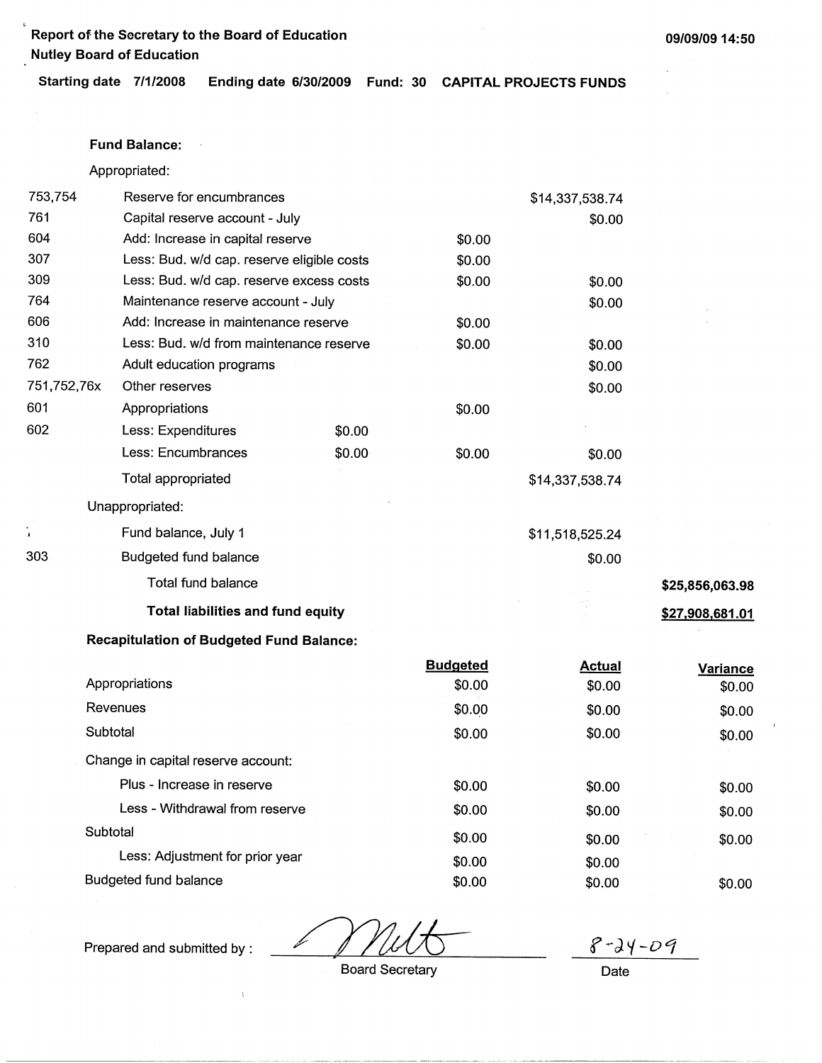**Report of the Secretary to the Board of Education**
**Nutley Board of Education**

**09/09/09 14:50**

**Starting date 7/1/2008 Ending date 6/30/2009 Fund: 30 CAPITAL PROJECTS FUNDS**

**Fund Balance:**

Appropriated:

| | | | | | |
|---|---|---|---|---|---|
| 753,754 | Reserve for encumbrances | | | $14,337,538.74 | |
| 761 | Capital reserve account - July | | | $0.00 | |
| 604 | Add: Increase in capital reserve | | $0.00 | | |
| 307 | Less: Bud. w/d cap. reserve eligible costs | | $0.00 | | |
| 309 | Less: Bud. w/d cap. reserve excess costs | | $0.00 | $0.00 | |
| 764 | Maintenance reserve account - July | | | $0.00 | |
| 606 | Add: Increase in maintenance reserve | | $0.00 | | |
| 310 | Less: Bud. w/d from maintenance reserve | | $0.00 | $0.00 | |
| 762 | Adult education programs | | | $0.00 | |
| 751,752,76x | Other reserves | | | $0.00 | |
| 601 | Appropriations | | $0.00 | | |
| 602 | Less: Expenditures | $0.00 | | | |
| | Less: Encumbrances | $0.00 | $0.00 | $0.00 | |
| | Total appropriated | | | $14,337,538.74 | |

Unappropriated:

| | | | | | |
|---|---|---|---|---|---|
| | Fund balance, July 1 | | | $11,518,525.24 | |
| 303 | Budgeted fund balance | | | $0.00 | |
| | Total fund balance | | | | **$25,856,063.98** |
| | **Total liabilities and fund equity** | | | | **$27,908,681.01** |

**Recapitulation of Budgeted Fund Balance:**

| | Budgeted | Actual | Variance |
|---|---|---|---|
| Appropriations | $0.00 | $0.00 | $0.00 |
| Revenues | $0.00 | $0.00 | $0.00 |
| Subtotal | $0.00 | $0.00 | $0.00 |
| Change in capital reserve account: | | | |
| Plus - Increase in reserve | $0.00 | $0.00 | $0.00 |
| Less - Withdrawal from reserve | $0.00 | $0.00 | $0.00 |
| Subtotal | $0.00 | $0.00 | $0.00 |
| Less: Adjustment for prior year | $0.00 | $0.00 | |
| Budgeted fund balance | $0.00 | $0.00 | $0.00 |

Prepared and submitted by : *(signature)* 
Board Secretary

8-24-09
Date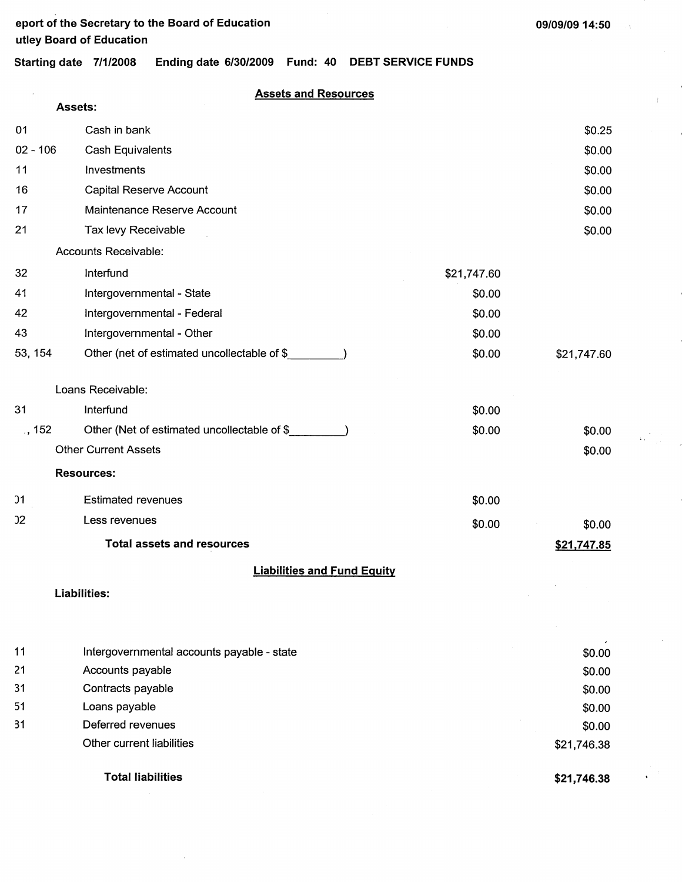eport of the Secretary to the Board of Education
utley Board of Education

09/09/09 14:50

**Starting date 7/1/2008 Ending date 6/30/2009 Fund: 40 DEBT SERVICE FUNDS**

## Assets and Resources

| | | | |
|---|---|---|---|
| | **Assets:** | | |
| 01 | Cash in bank | | $0.25 |
| 02 - 106 | Cash Equivalents | | $0.00 |
| 11 | Investments | | $0.00 |
| 16 | Capital Reserve Account | | $0.00 |
| 17 | Maintenance Reserve Account | | $0.00 |
| 21 | Tax levy Receivable | | $0.00 |
| | Accounts Receivable: | | |
| 32 | Interfund | $21,747.60 | |
| 41 | Intergovernmental - State | $0.00 | |
| 42 | Intergovernmental - Federal | $0.00 | |
| 43 | Intergovernmental - Other | $0.00 | |
| 53, 154 | Other (net of estimated uncollectable of $________) | $0.00 | $21,747.60 |
| | Loans Receivable: | | |
| 31 | Interfund | $0.00 | |
| ., 152 | Other (Net of estimated uncollectable of $________) | $0.00 | $0.00 |
| | Other Current Assets | | $0.00 |
| | **Resources:** | | |
| )1 | Estimated revenues | $0.00 | |
| )2 | Less revenues | $0.00 | $0.00 |
| | **Total assets and resources** | | **$21,747.85** |

## Liabilities and Fund Equity

| | | |
|---|---|---|
| | **Liabilities:** | |
| 11 | Intergovernmental accounts payable - state | $0.00 |
| 21 | Accounts payable | $0.00 |
| 31 | Contracts payable | $0.00 |
| 51 | Loans payable | $0.00 |
| 31 | Deferred revenues | $0.00 |
| | Other current liabilities | $21,746.38 |
| | **Total liabilities** | **$21,746.38** |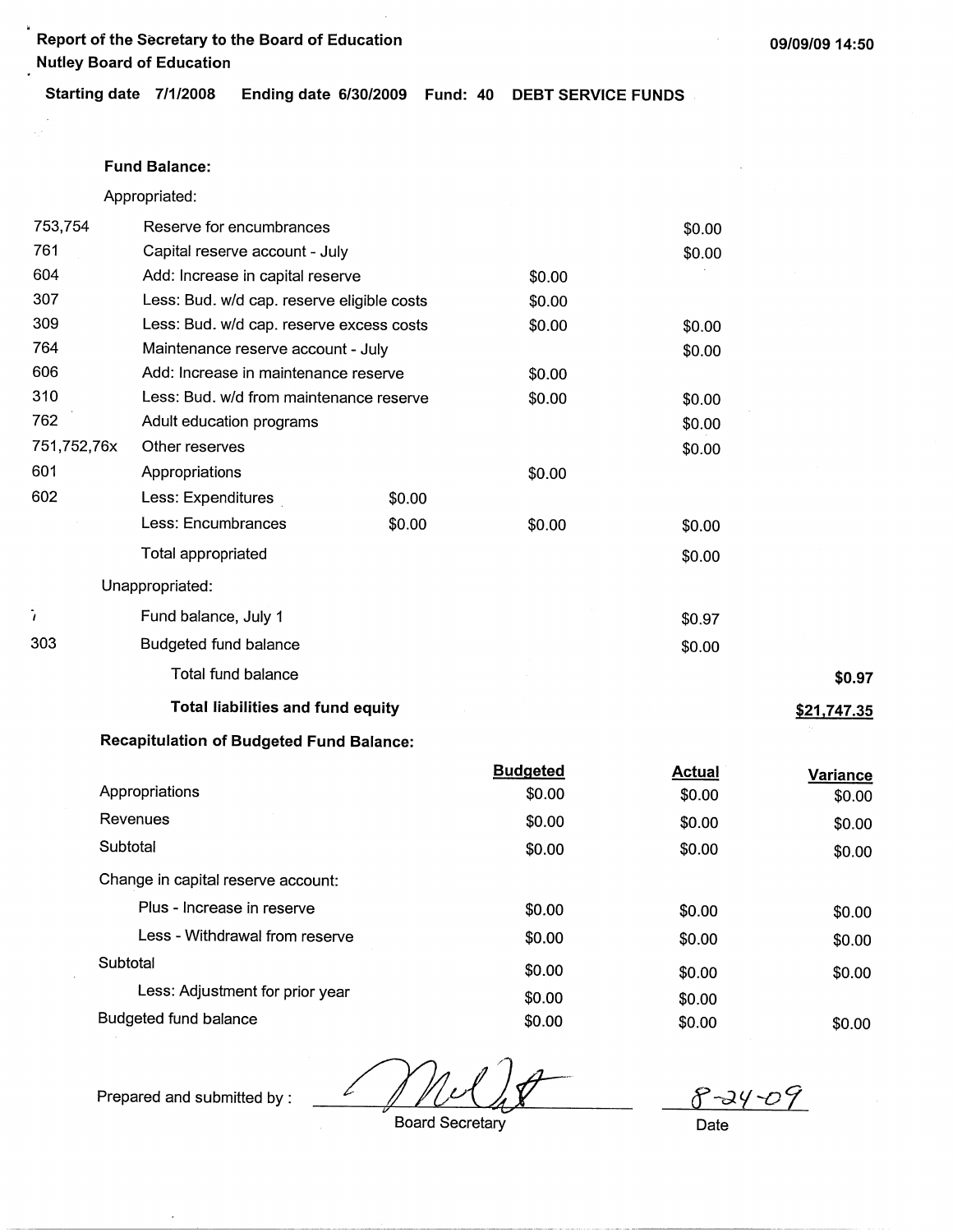Report of the Secretary to the Board of Education
Nutley Board of Education

09/09/09 14:50

Starting date 7/1/2008 Ending date 6/30/2009 Fund: 40 DEBT SERVICE FUNDS

**Fund Balance:**

Appropriated:

| Code | Description | | | | |
|---|---|---|---|---|---|
| 753,754 | Reserve for encumbrances | | | $0.00 | |
| 761 | Capital reserve account - July | | | $0.00 | |
| 604 | Add: Increase in capital reserve | | $0.00 | | |
| 307 | Less: Bud. w/d cap. reserve eligible costs | | $0.00 | | |
| 309 | Less: Bud. w/d cap. reserve excess costs | | $0.00 | $0.00 | |
| 764 | Maintenance reserve account - July | | | $0.00 | |
| 606 | Add: Increase in maintenance reserve | | $0.00 | | |
| 310 | Less: Bud. w/d from maintenance reserve | | $0.00 | $0.00 | |
| 762 | Adult education programs | | | $0.00 | |
| 751,752,76x | Other reserves | | | $0.00 | |
| 601 | Appropriations | | $0.00 | | |
| 602 | Less: Expenditures | $0.00 | | | |
| | Less: Encumbrances | $0.00 | $0.00 | $0.00 | |
| | Total appropriated | | | $0.00 | |
| | Unappropriated: | | | | |
| 770 | Fund balance, July 1 | | | $0.97 | |
| 303 | Budgeted fund balance | | | $0.00 | |
| | Total fund balance | | | | **$0.97** |
| | **Total liabilities and fund equity** | | | | **$21,747.35** |

**Recapitulation of Budgeted Fund Balance:**

| | Budgeted | Actual | Variance |
|---|---|---|---|
| Appropriations | $0.00 | $0.00 | $0.00 |
| Revenues | $0.00 | $0.00 | $0.00 |
| Subtotal | $0.00 | $0.00 | $0.00 |
| Change in capital reserve account: | | | |
| Plus - Increase in reserve | $0.00 | $0.00 | $0.00 |
| Less - Withdrawal from reserve | $0.00 | $0.00 | $0.00 |
| Subtotal | $0.00 | $0.00 | $0.00 |
| Less: Adjustment for prior year | $0.00 | $0.00 | |
| Budgeted fund balance | $0.00 | $0.00 | $0.00 |

Prepared and submitted by : [signature] Board Secretary

8-24-09
Date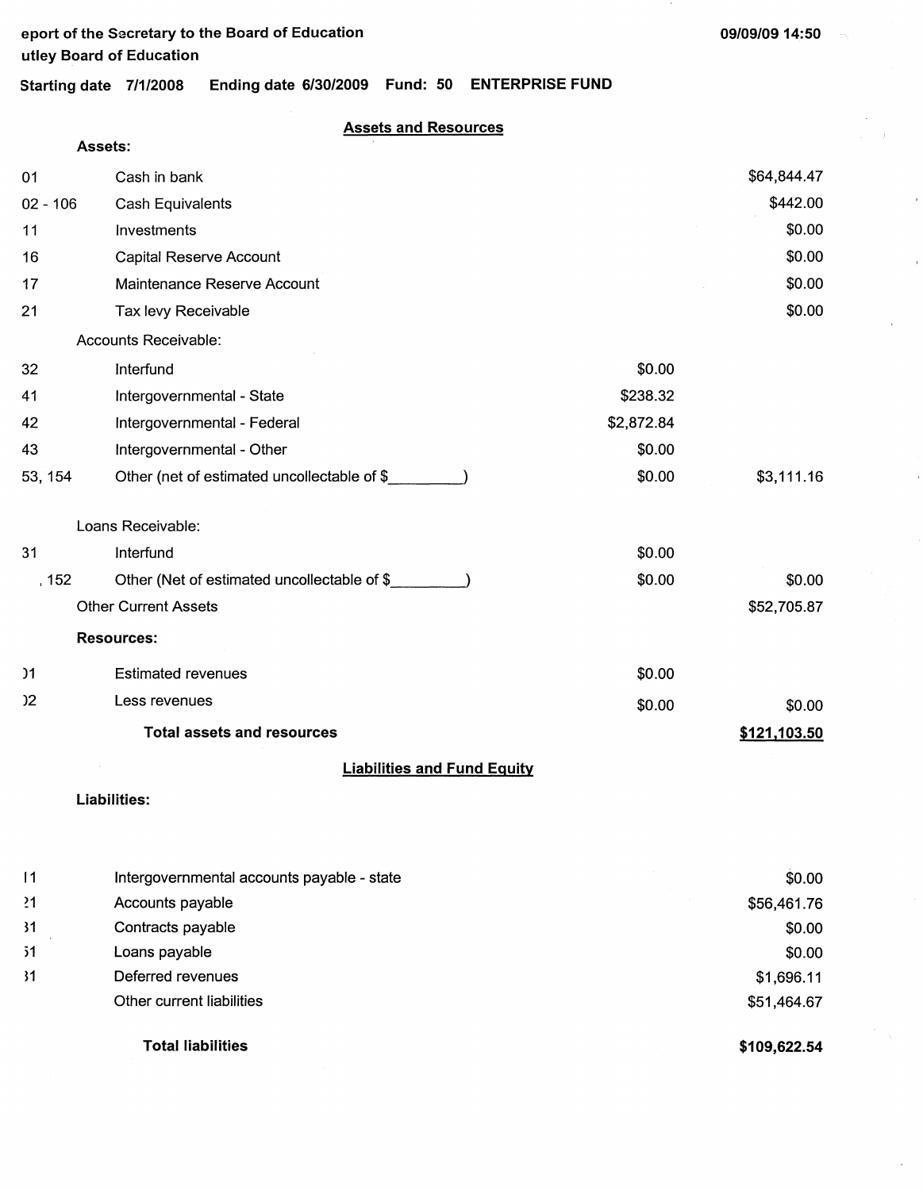eport of the Secretary to the Board of Education
utley Board of Education

**Starting date** 7/1/2008 **Ending date** 6/30/2009 **Fund: 50 ENTERPRISE FUND**

09/09/09 14:50

## Assets and Resources

| | | | |
|---|---|---|---|
| | **Assets:** | | |
| 01 | Cash in bank | | $64,844.47 |
| 02 - 106 | Cash Equivalents | | $442.00 |
| 11 | Investments | | $0.00 |
| 16 | Capital Reserve Account | | $0.00 |
| 17 | Maintenance Reserve Account | | $0.00 |
| 21 | Tax levy Receivable | | $0.00 |
| | Accounts Receivable: | | |
| 32 | Interfund | $0.00 | |
| 41 | Intergovernmental - State | $238.32 | |
| 42 | Intergovernmental - Federal | $2,872.84 | |
| 43 | Intergovernmental - Other | $0.00 | |
| 53, 154 | Other (net of estimated uncollectable of $________) | $0.00 | $3,111.16 |
| | Loans Receivable: | | |
| 31 | Interfund | $0.00 | |
| , 152 | Other (Net of estimated uncollectable of $________) | $0.00 | $0.00 |
| | Other Current Assets | | $52,705.87 |
| | **Resources:** | | |
| )1 | Estimated revenues | $0.00 | |
| )2 | Less revenues | $0.00 | $0.00 |
| | **Total assets and resources** | | **$121,103.50** |

## Liabilities and Fund Equity

| | | |
|---|---|---|
| | **Liabilities:** | |
| I1 | Intergovernmental accounts payable - state | $0.00 |
| ?1 | Accounts payable | $56,461.76 |
| 31 | Contracts payable | $0.00 |
| ;1 | Loans payable | $0.00 |
| 31 | Deferred revenues | $1,696.11 |
| | Other current liabilities | $51,464.67 |
| | **Total liabilities** | **$109,622.54** |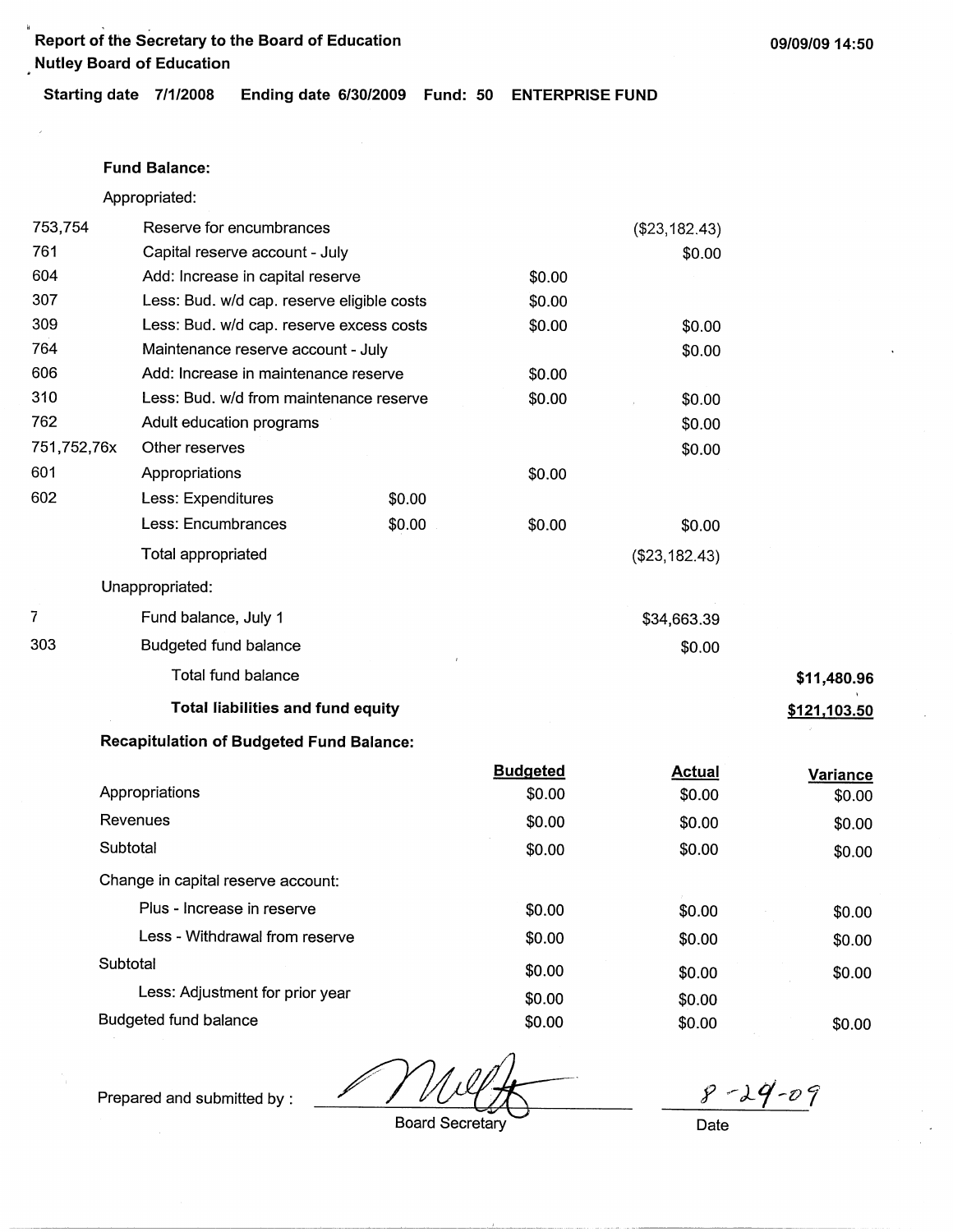Report of the Secretary to the Board of Education
Nutley Board of Education

09/09/09 14:50

**Starting date** 7/1/2008 **Ending date** 6/30/2009 **Fund: 50 ENTERPRISE FUND**

**Fund Balance:**

Appropriated:

| Code | Description | | | | |
|---|---|---|---|---|---|
| 753,754 | Reserve for encumbrances | | | ($23,182.43) | |
| 761 | Capital reserve account - July | | | $0.00 | |
| 604 | Add: Increase in capital reserve | | $0.00 | | |
| 307 | Less: Bud. w/d cap. reserve eligible costs | | $0.00 | | |
| 309 | Less: Bud. w/d cap. reserve excess costs | | $0.00 | $0.00 | |
| 764 | Maintenance reserve account - July | | | $0.00 | |
| 606 | Add: Increase in maintenance reserve | | $0.00 | | |
| 310 | Less: Bud. w/d from maintenance reserve | | $0.00 | $0.00 | |
| 762 | Adult education programs | | | $0.00 | |
| 751,752,76x | Other reserves | | | $0.00 | |
| 601 | Appropriations | | $0.00 | | |
| 602 | Less: Expenditures | $0.00 | | | |
| | Less: Encumbrances | $0.00 | $0.00 | $0.00 | |
| | Total appropriated | | | ($23,182.43) | |

Unappropriated:

| Code | Description | | | | |
|---|---|---|---|---|---|
| 7 | Fund balance, July 1 | | | $34,663.39 | |
| 303 | Budgeted fund balance | | | $0.00 | |
| | **Total fund balance** | | | | **$11,480.96** |
| | **Total liabilities and fund equity** | | | | **$121,103.50** |

**Recapitulation of Budgeted Fund Balance:**

| | Budgeted | Actual | Variance |
|---|---|---|---|
| Appropriations | $0.00 | $0.00 | $0.00 |
| Revenues | $0.00 | $0.00 | $0.00 |
| Subtotal | $0.00 | $0.00 | $0.00 |
| Change in capital reserve account: | | | |
| Plus - Increase in reserve | $0.00 | $0.00 | $0.00 |
| Less - Withdrawal from reserve | $0.00 | $0.00 | $0.00 |
| Subtotal | $0.00 | $0.00 | $0.00 |
| Less: Adjustment for prior year | $0.00 | $0.00 | |
| Budgeted fund balance | $0.00 | $0.00 | $0.00 |

Prepared and submitted by : _[signature]_ 8-29-09

Board Secretary Date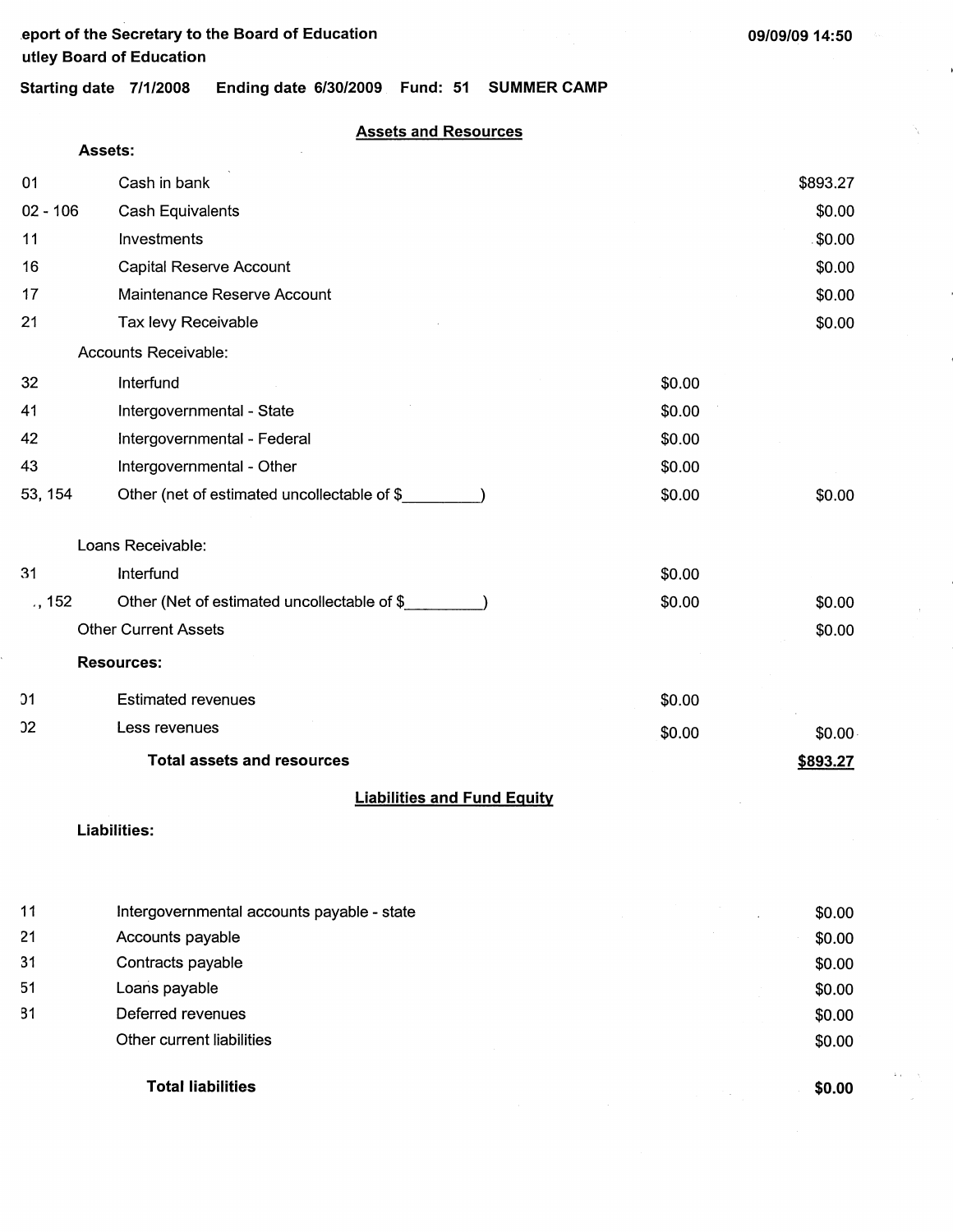eport of the Secretary to the Board of Education
utley Board of Education

09/09/09 14:50

**Starting date 7/1/2008 Ending date 6/30/2009 Fund: 51 SUMMER CAMP**

## Assets and Resources

**Assets:**

| | | | |
|---|---|---|---|
| 01 | Cash in bank | | $893.27 |
| 02 - 106 | Cash Equivalents | | $0.00 |
| 11 | Investments | | $0.00 |
| 16 | Capital Reserve Account | | $0.00 |
| 17 | Maintenance Reserve Account | | $0.00 |
| 21 | Tax levy Receivable | | $0.00 |
| | Accounts Receivable: | | |
| 32 | Interfund | $0.00 | |
| 41 | Intergovernmental - State | $0.00 | |
| 42 | Intergovernmental - Federal | $0.00 | |
| 43 | Intergovernmental - Other | $0.00 | |
| 53, 154 | Other (net of estimated uncollectable of $_________) | $0.00 | $0.00 |
| | Loans Receivable: | | |
| 31 | Interfund | $0.00 | |
| ., 152 | Other (Net of estimated uncollectable of $_________) | $0.00 | $0.00 |
| | Other Current Assets | | $0.00 |
| | **Resources:** | | |
| 01 | Estimated revenues | $0.00 | |
| 02 | Less revenues | $0.00 | $0.00 |
| | **Total assets and resources** | | **$893.27** |

## Liabilities and Fund Equity

**Liabilities:**

| | | |
|---|---|---|
| 11 | Intergovernmental accounts payable - state | $0.00 |
| 21 | Accounts payable | $0.00 |
| 31 | Contracts payable | $0.00 |
| 51 | Loans payable | $0.00 |
| 31 | Deferred revenues | $0.00 |
| | Other current liabilities | $0.00 |
| | **Total liabilities** | **$0.00** |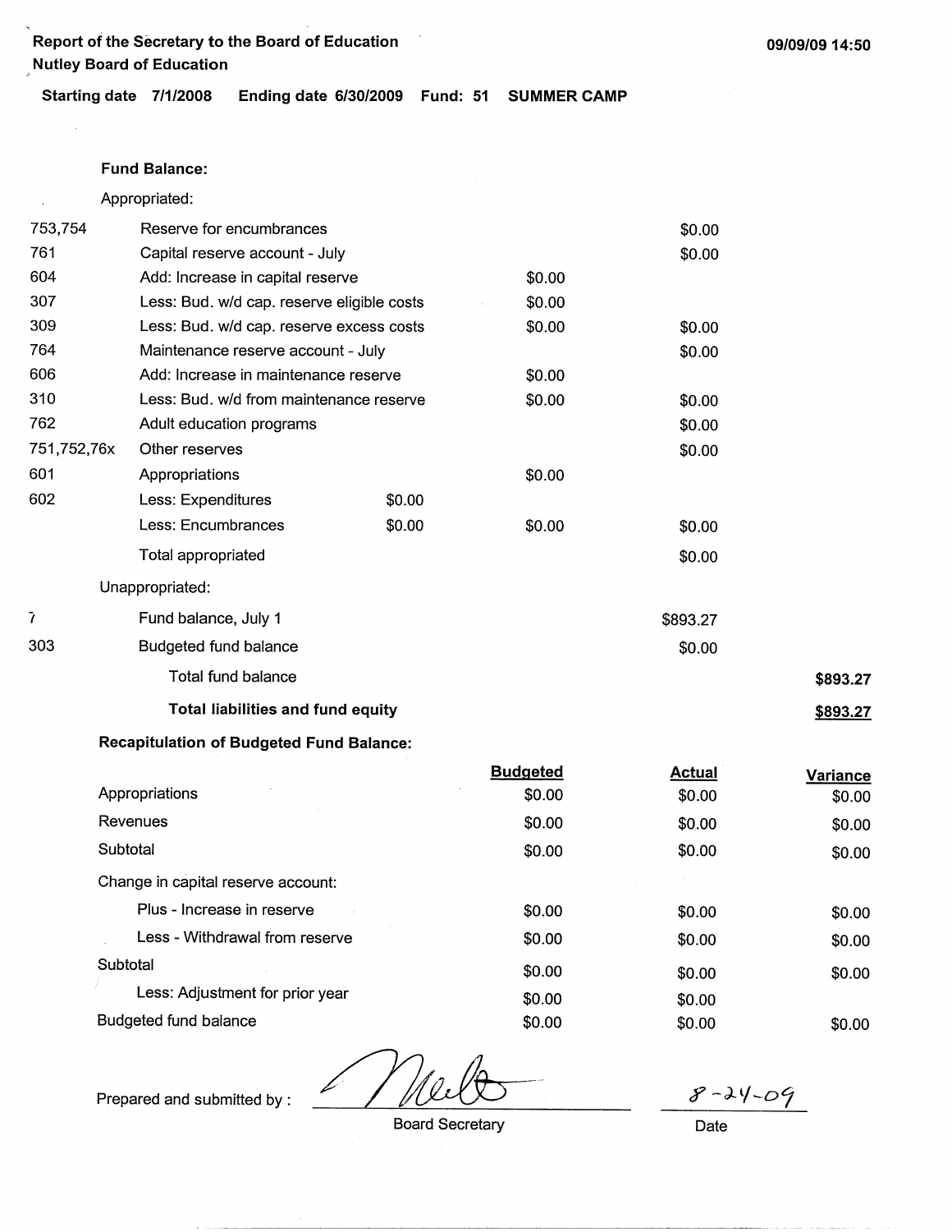Report of the Secretary to the Board of Education
Nutley Board of Education

09/09/09 14:50

**Starting date 7/1/2008 Ending date 6/30/2009 Fund: 51 SUMMER CAMP**

**Fund Balance:**

Appropriated:

| Code | Description | | | | |
|---|---|---|---|---|---|
| 753,754 | Reserve for encumbrances | | | $0.00 | |
| 761 | Capital reserve account - July | | | $0.00 | |
| 604 | Add: Increase in capital reserve | | $0.00 | | |
| 307 | Less: Bud. w/d cap. reserve eligible costs | | $0.00 | | |
| 309 | Less: Bud. w/d cap. reserve excess costs | | $0.00 | $0.00 | |
| 764 | Maintenance reserve account - July | | | $0.00 | |
| 606 | Add: Increase in maintenance reserve | | $0.00 | | |
| 310 | Less: Bud. w/d from maintenance reserve | | $0.00 | $0.00 | |
| 762 | Adult education programs | | | $0.00 | |
| 751,752,76x | Other reserves | | | $0.00 | |
| 601 | Appropriations | | $0.00 | | |
| 602 | Less: Expenditures | $0.00 | | | |
| | Less: Encumbrances | $0.00 | $0.00 | $0.00 | |
| | Total appropriated | | | $0.00 | |
| | Unappropriated: | | | | |
| 7 | Fund balance, July 1 | | | $893.27 | |
| 303 | Budgeted fund balance | | | $0.00 | |
| | Total fund balance | | | | **$893.27** |
| | **Total liabilities and fund equity** | | | | **$893.27** |

**Recapitulation of Budgeted Fund Balance:**

| | Budgeted | Actual | Variance |
|---|---|---|---|
| Appropriations | $0.00 | $0.00 | $0.00 |
| Revenues | $0.00 | $0.00 | $0.00 |
| Subtotal | $0.00 | $0.00 | $0.00 |
| Change in capital reserve account: | | | |
| Plus - Increase in reserve | $0.00 | $0.00 | $0.00 |
| Less - Withdrawal from reserve | $0.00 | $0.00 | $0.00 |
| Subtotal | $0.00 | $0.00 | $0.00 |
| Less: Adjustment for prior year | $0.00 | $0.00 | |
| Budgeted fund balance | $0.00 | $0.00 | $0.00 |

Prepared and submitted by : _[signature]_ Board Secretary

8-24-09
Date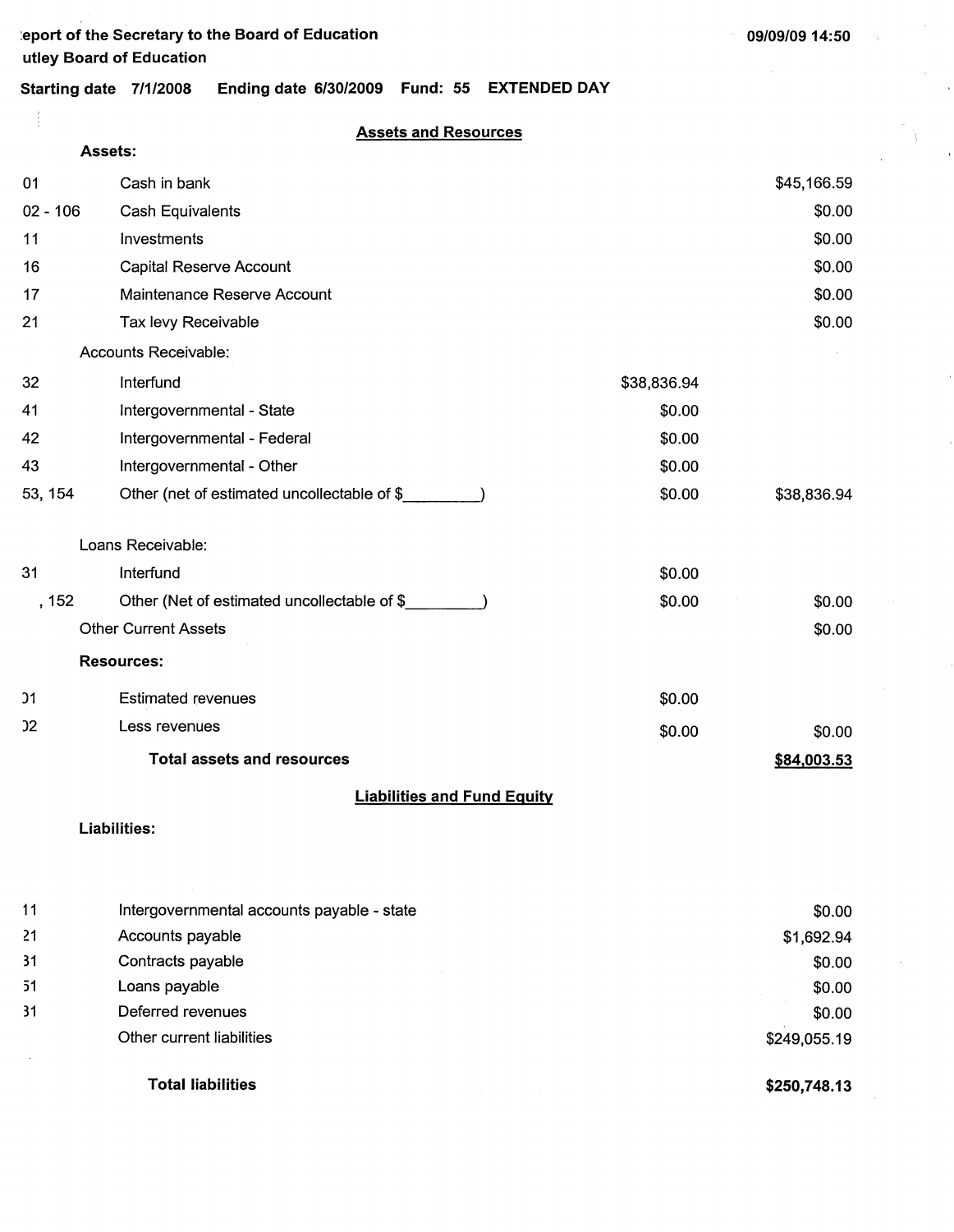:eport of the Secretary to the Board of Education
utley Board of Education

09/09/09 14:50

**Starting date** 7/1/2008 **Ending date** 6/30/2009 **Fund:** 55 **EXTENDED DAY**

## Assets and Resources

**Assets:**

| Code | Description | | Amount |
|---|---|---|---|
| 01 | Cash in bank | | $45,166.59 |
| 02 - 106 | Cash Equivalents | | $0.00 |
| 11 | Investments | | $0.00 |
| 16 | Capital Reserve Account | | $0.00 |
| 17 | Maintenance Reserve Account | | $0.00 |
| 21 | Tax levy Receivable | | $0.00 |
| | Accounts Receivable: | | |
| 32 | Interfund | $38,836.94 | |
| 41 | Intergovernmental - State | $0.00 | |
| 42 | Intergovernmental - Federal | $0.00 | |
| 43 | Intergovernmental - Other | $0.00 | |
| 53, 154 | Other (net of estimated uncollectable of $________) | $0.00 | $38,836.94 |
| | Loans Receivable: | | |
| 31 | Interfund | $0.00 | |
| , 152 | Other (Net of estimated uncollectable of $________) | $0.00 | $0.00 |
| | Other Current Assets | | $0.00 |
| | **Resources:** | | |
| ℷ1 | Estimated revenues | $0.00 | |
| ℷ2 | Less revenues | $0.00 | $0.00 |
| | **Total assets and resources** | | **$84,003.53** |

## Liabilities and Fund Equity

**Liabilities:**

| Code | Description | Amount |
|---|---|---|
| 11 | Intergovernmental accounts payable - state | $0.00 |
| 21 | Accounts payable | $1,692.94 |
| 31 | Contracts payable | $0.00 |
| 51 | Loans payable | $0.00 |
| 31 | Deferred revenues | $0.00 |
| | Other current liabilities | $249,055.19 |
| | **Total liabilities** | **$250,748.13** |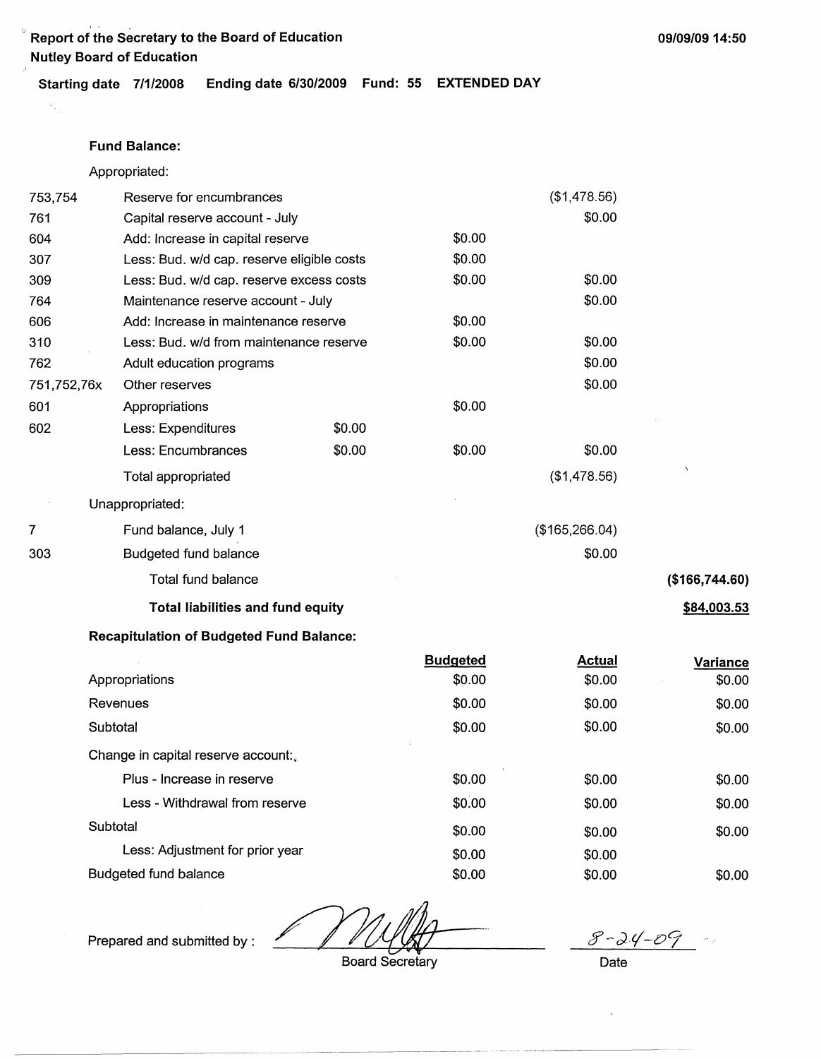**Report of the Secretary to the Board of Education**
**Nutley Board of Education**

09/09/09 14:50

**Starting date 7/1/2008 Ending date 6/30/2009 Fund: 55 EXTENDED DAY**

**Fund Balance:**

Appropriated:

| | | | | | |
|---|---|---|---|---|---|
| 753,754 | Reserve for encumbrances | | | ($1,478.56) | |
| 761 | Capital reserve account - July | | | $0.00 | |
| 604 | Add: Increase in capital reserve | | $0.00 | | |
| 307 | Less: Bud. w/d cap. reserve eligible costs | | $0.00 | | |
| 309 | Less: Bud. w/d cap. reserve excess costs | | $0.00 | $0.00 | |
| 764 | Maintenance reserve account - July | | | $0.00 | |
| 606 | Add: Increase in maintenance reserve | | $0.00 | | |
| 310 | Less: Bud. w/d from maintenance reserve | | $0.00 | $0.00 | |
| 762 | Adult education programs | | | $0.00 | |
| 751,752,76x | Other reserves | | | $0.00 | |
| 601 | Appropriations | | $0.00 | | |
| 602 | Less: Expenditures | $0.00 | | | |
| | Less: Encumbrances | $0.00 | $0.00 | $0.00 | |
| | Total appropriated | | | ($1,478.56) | |
| | Unappropriated: | | | | |
| 7 | Fund balance, July 1 | | | ($165,266.04) | |
| 303 | Budgeted fund balance | | | $0.00 | |
| | Total fund balance | | | | **($166,744.60)** |
| | **Total liabilities and fund equity** | | | | **$84,003.53** |

**Recapitulation of Budgeted Fund Balance:**

| | Budgeted | Actual | Variance |
|---|---|---|---|
| Appropriations | $0.00 | $0.00 | $0.00 |
| Revenues | $0.00 | $0.00 | $0.00 |
| Subtotal | $0.00 | $0.00 | $0.00 |
| Change in capital reserve account: | | | |
| Plus - Increase in reserve | $0.00 | $0.00 | $0.00 |
| Less - Withdrawal from reserve | $0.00 | $0.00 | $0.00 |
| Subtotal | $0.00 | $0.00 | $0.00 |
| Less: Adjustment for prior year | $0.00 | $0.00 | |
| Budgeted fund balance | $0.00 | $0.00 | $0.00 |

Prepared and submitted by : [signature] Board Secretary

8-24-09 Date